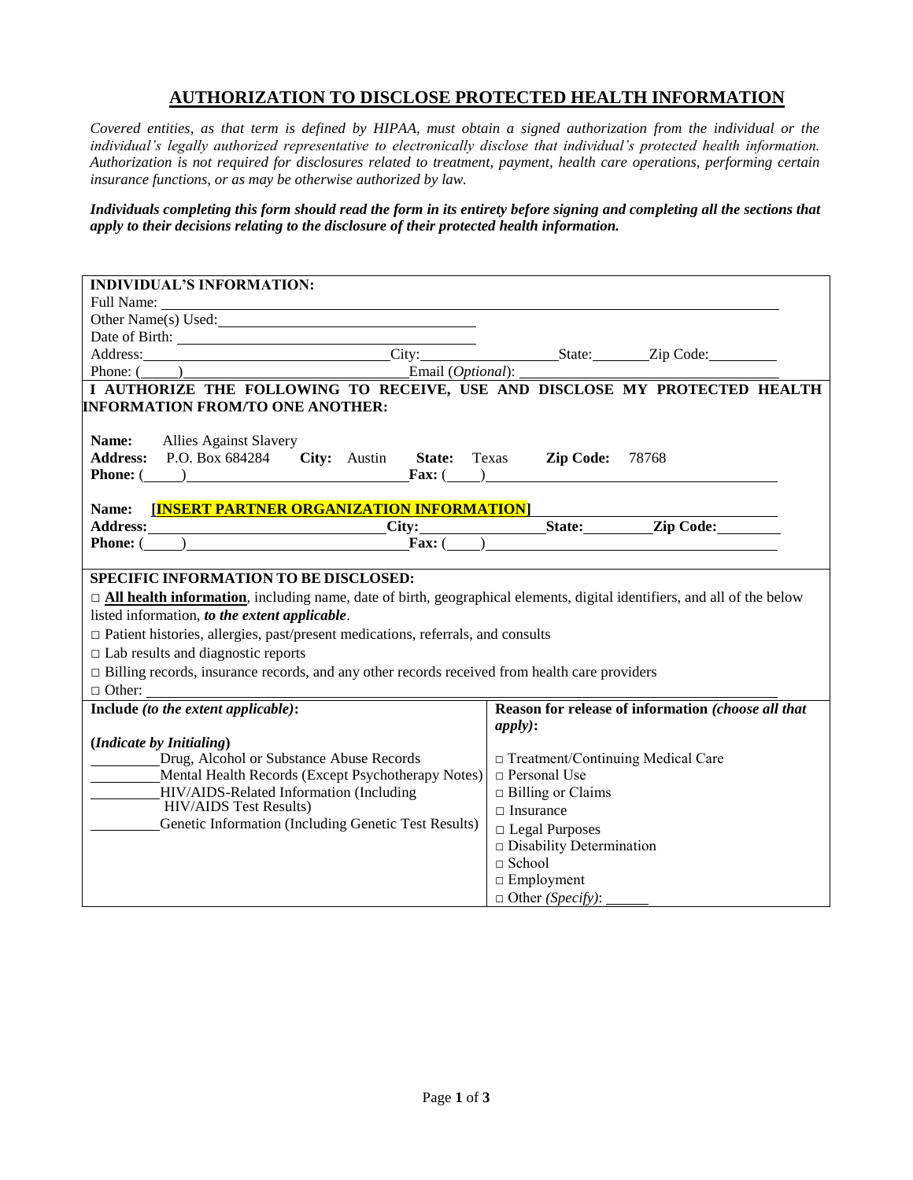## AUTHORIZATION TO DISCLOSE PROTECTED HEALTH INFORMATION

*Covered entities, as that term is defined by HIPAA, must obtain a signed authorization from the individual or the individual's legally authorized representative to electronically disclose that individual's protected health information. Authorization is not required for disclosures related to treatment, payment, health care operations, performing certain insurance functions, or as may be otherwise authorized by law.*

***Individuals completing this form should read the form in its entirety before signing and completing all the sections that apply to their decisions relating to the disclosure of their protected health information.***

**INDIVIDUAL'S INFORMATION:**

Full Name: ____________________

Other Name(s) Used: ____________________

Date of Birth: ____________________

Address: ____________________ City: __________ State: ________ Zip Code: __________

Phone: (_____) ____________________ Email (*Optional*): ____________________

**I AUTHORIZE THE FOLLOWING TO RECEIVE, USE AND DISCLOSE MY PROTECTED HEALTH INFORMATION FROM/TO ONE ANOTHER:**

**Name:** Allies Against Slavery

**Address:** P.O. Box 684284 **City:** Austin **State:** Texas **Zip Code:** 78768

**Phone:** (_____) ____________________ **Fax:** (_____) ____________________

**Name:** **[INSERT PARTNER ORGANIZATION INFORMATION]**

**Address:** ____________________ **City:** __________ **State:** ________ **Zip Code:** __________

**Phone:** (_____) ____________________ **Fax:** (_____) ____________________

**SPECIFIC INFORMATION TO BE DISCLOSED:**

□ **All health information**, including name, date of birth, geographical elements, digital identifiers, and all of the below listed information, ***to the extent applicable***.

□ Patient histories, allergies, past/present medications, referrals, and consults

□ Lab results and diagnostic reports

□ Billing records, insurance records, and any other records received from health care providers

□ Other: ____________________

| **Include** *(to the extent applicable)*: | **Reason for release of information** *(choose all that apply)*: |
|---|---|
| **(*Indicate by Initialing*)** | |
| ________ Drug, Alcohol or Substance Abuse Records | □ Treatment/Continuing Medical Care |
| ________ Mental Health Records (Except Psychotherapy Notes) | □ Personal Use |
| ________ HIV/AIDS-Related Information (Including HIV/AIDS Test Results) | □ Billing or Claims |
| | □ Insurance |
| ________ Genetic Information (Including Genetic Test Results) | □ Legal Purposes |
| | □ Disability Determination |
| | □ School |
| | □ Employment |
| | □ Other *(Specify)*: ______ |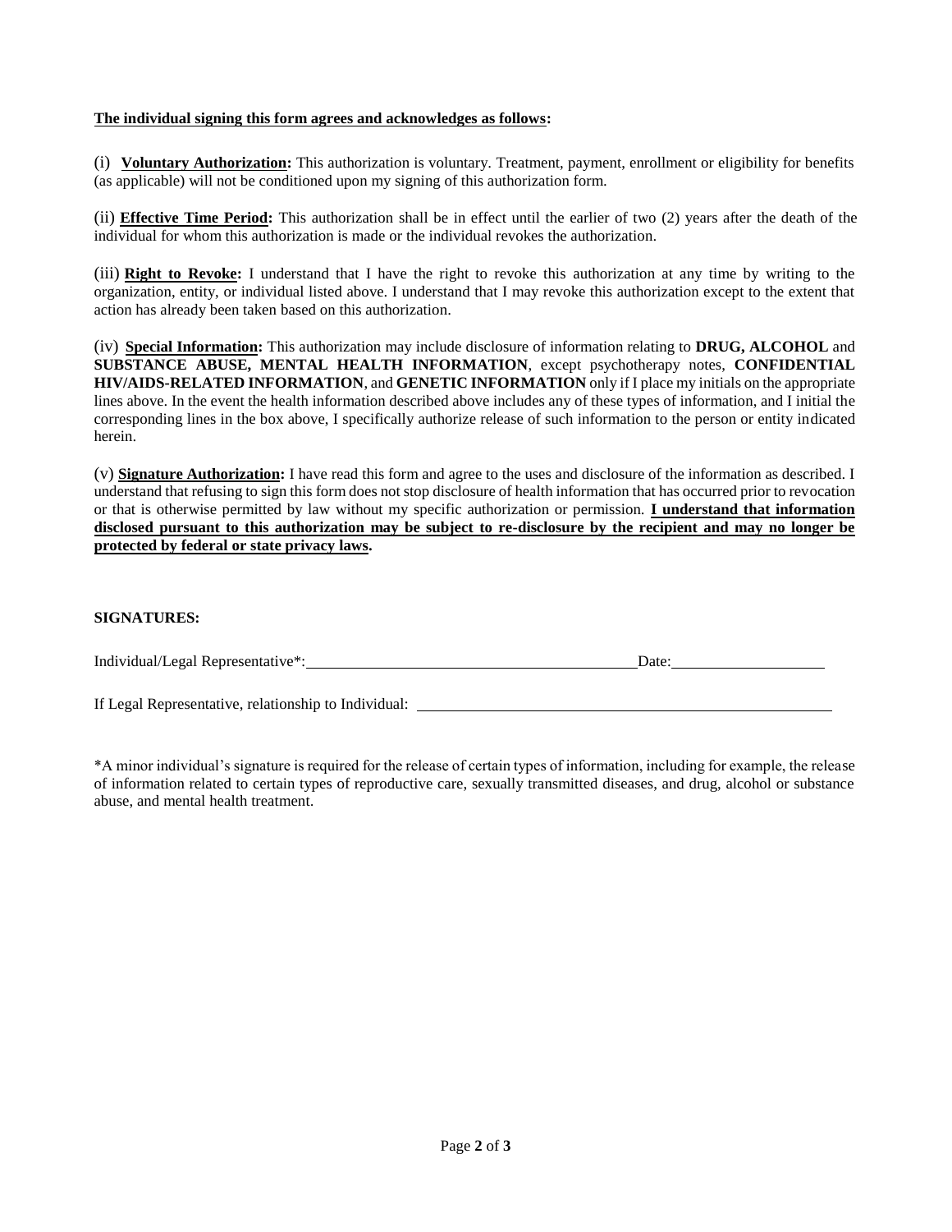**The individual signing this form agrees and acknowledges as follows:**

(i) **Voluntary Authorization:** This authorization is voluntary. Treatment, payment, enrollment or eligibility for benefits (as applicable) will not be conditioned upon my signing of this authorization form.

(ii) **Effective Time Period:** This authorization shall be in effect until the earlier of two (2) years after the death of the individual for whom this authorization is made or the individual revokes the authorization.

(iii) **Right to Revoke:** I understand that I have the right to revoke this authorization at any time by writing to the organization, entity, or individual listed above. I understand that I may revoke this authorization except to the extent that action has already been taken based on this authorization.

(iv) **Special Information:** This authorization may include disclosure of information relating to **DRUG, ALCOHOL** and **SUBSTANCE ABUSE, MENTAL HEALTH INFORMATION**, except psychotherapy notes, **CONFIDENTIAL HIV/AIDS-RELATED INFORMATION**, and **GENETIC INFORMATION** only if I place my initials on the appropriate lines above. In the event the health information described above includes any of these types of information, and I initial the corresponding lines in the box above, I specifically authorize release of such information to the person or entity indicated herein.

(v) **Signature Authorization:** I have read this form and agree to the uses and disclosure of the information as described. I understand that refusing to sign this form does not stop disclosure of health information that has occurred prior to revocation or that is otherwise permitted by law without my specific authorization or permission. **I understand that information disclosed pursuant to this authorization may be subject to re-disclosure by the recipient and may no longer be protected by federal or state privacy laws.**

**SIGNATURES:**

Individual/Legal Representative*: ____________________________________________ Date: ____________________

If Legal Representative, relationship to Individual: ________________________________________________________

*A minor individual's signature is required for the release of certain types of information, including for example, the release of information related to certain types of reproductive care, sexually transmitted diseases, and drug, alcohol or substance abuse, and mental health treatment.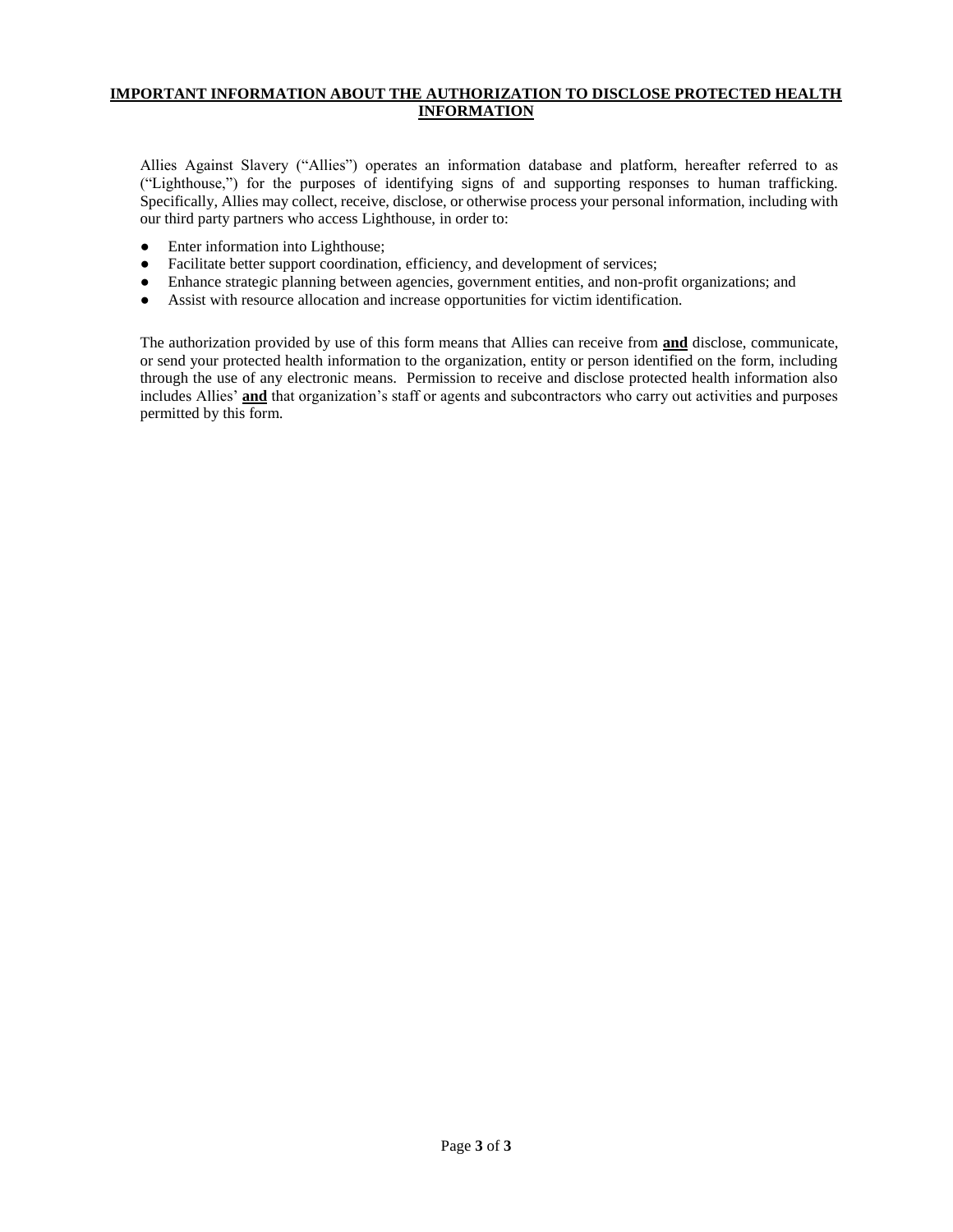**IMPORTANT INFORMATION ABOUT THE AUTHORIZATION TO DISCLOSE PROTECTED HEALTH INFORMATION**

Allies Against Slavery ("Allies") operates an information database and platform, hereafter referred to as ("Lighthouse,") for the purposes of identifying signs of and supporting responses to human trafficking. Specifically, Allies may collect, receive, disclose, or otherwise process your personal information, including with our third party partners who access Lighthouse, in order to:

- Enter information into Lighthouse;
- Facilitate better support coordination, efficiency, and development of services;
- Enhance strategic planning between agencies, government entities, and non-profit organizations; and
- Assist with resource allocation and increase opportunities for victim identification.

The authorization provided by use of this form means that Allies can receive from **and** disclose, communicate, or send your protected health information to the organization, entity or person identified on the form, including through the use of any electronic means. Permission to receive and disclose protected health information also includes Allies' **and** that organization's staff or agents and subcontractors who carry out activities and purposes permitted by this form.